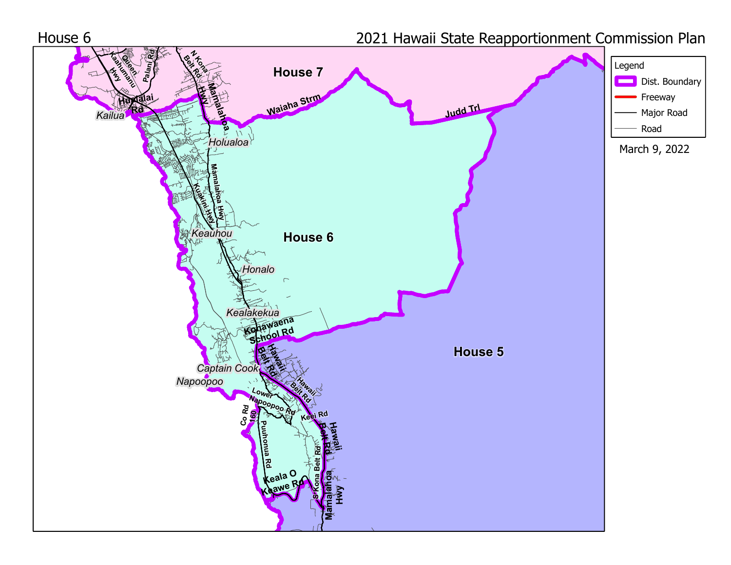House 6

# 2021 Hawaii State Reapportionment Commission Plan

Legend
- Dist. Boundary
- Freeway
- Major Road
- Road

March 9, 2022

House 7

House 6

House 5

Kailua

Holualoa

Keauhou

Honalo

Kealakekua

Captain Cook

Napoopoo

Kaahumanu Hwy

Queen

Palani Rd

N Kona Belt Rd

Hualalai Rd

Mamalahoa Hwy

Waiaha Strm

Judd Trl

Kuakini Hwy

Konawaena School Rd

Hawaii Belt Rd

Lower Napoopoo Rd

Keei Rd

Co Rd 160

Puuhonua Rd

Keala O Keawe Rd

S Kona Belt Rd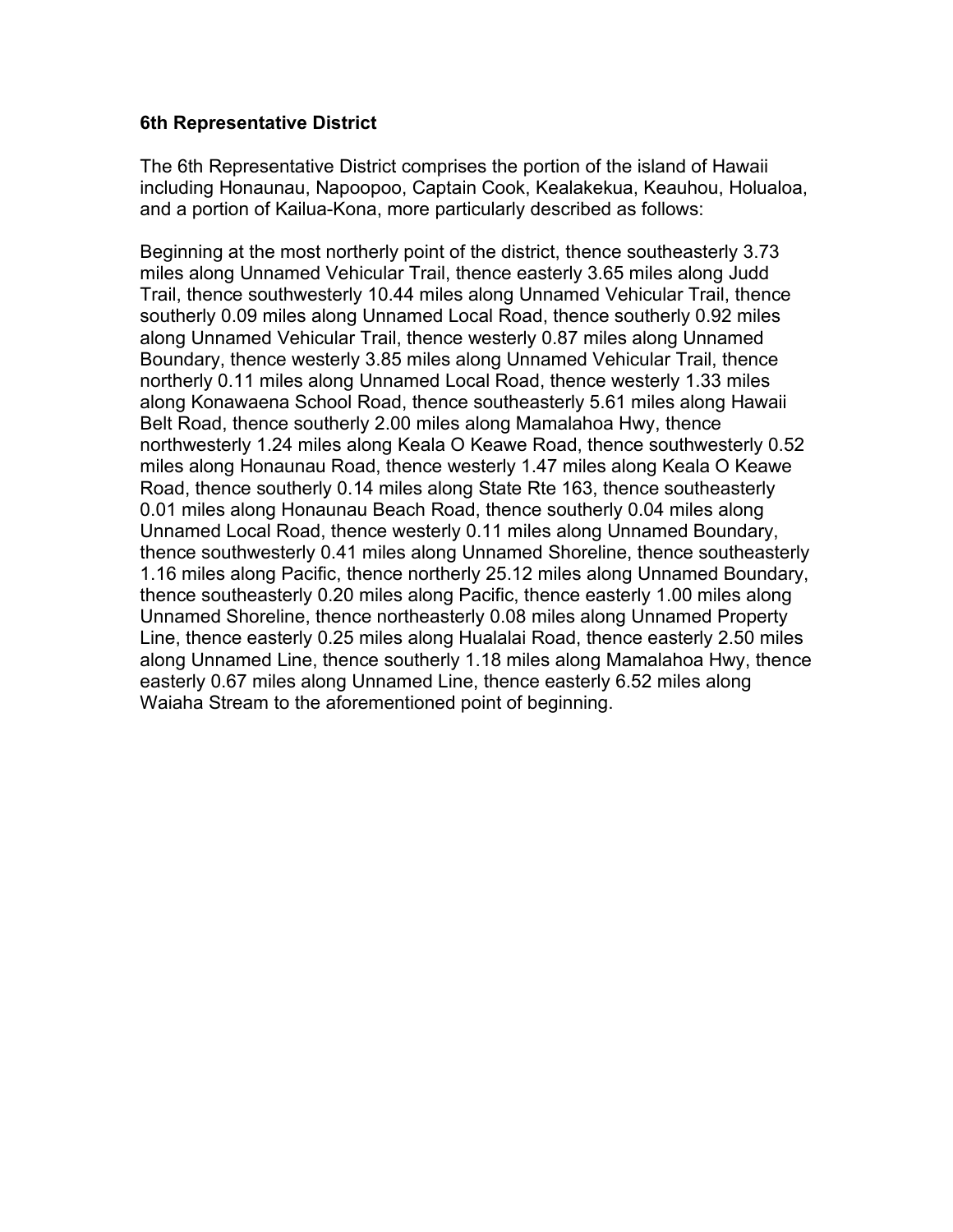**6th Representative District**

The 6th Representative District comprises the portion of the island of Hawaii including Honaunau, Napoopoo, Captain Cook, Kealakekua, Keauhou, Holualoa, and a portion of Kailua-Kona, more particularly described as follows:

Beginning at the most northerly point of the district, thence southeasterly 3.73 miles along Unnamed Vehicular Trail, thence easterly 3.65 miles along Judd Trail, thence southwesterly 10.44 miles along Unnamed Vehicular Trail, thence southerly 0.09 miles along Unnamed Local Road, thence southerly 0.92 miles along Unnamed Vehicular Trail, thence westerly 0.87 miles along Unnamed Boundary, thence westerly 3.85 miles along Unnamed Vehicular Trail, thence northerly 0.11 miles along Unnamed Local Road, thence westerly 1.33 miles along Konawaena School Road, thence southeasterly 5.61 miles along Hawaii Belt Road, thence southerly 2.00 miles along Mamalahoa Hwy, thence northwesterly 1.24 miles along Keala O Keawe Road, thence southwesterly 0.52 miles along Honaunau Road, thence westerly 1.47 miles along Keala O Keawe Road, thence southerly 0.14 miles along State Rte 163, thence southeasterly 0.01 miles along Honaunau Beach Road, thence southerly 0.04 miles along Unnamed Local Road, thence westerly 0.11 miles along Unnamed Boundary, thence southwesterly 0.41 miles along Unnamed Shoreline, thence southeasterly 1.16 miles along Pacific, thence northerly 25.12 miles along Unnamed Boundary, thence southeasterly 0.20 miles along Pacific, thence easterly 1.00 miles along Unnamed Shoreline, thence northeasterly 0.08 miles along Unnamed Property Line, thence easterly 0.25 miles along Hualalai Road, thence easterly 2.50 miles along Unnamed Line, thence southerly 1.18 miles along Mamalahoa Hwy, thence easterly 0.67 miles along Unnamed Line, thence easterly 6.52 miles along Waiaha Stream to the aforementioned point of beginning.